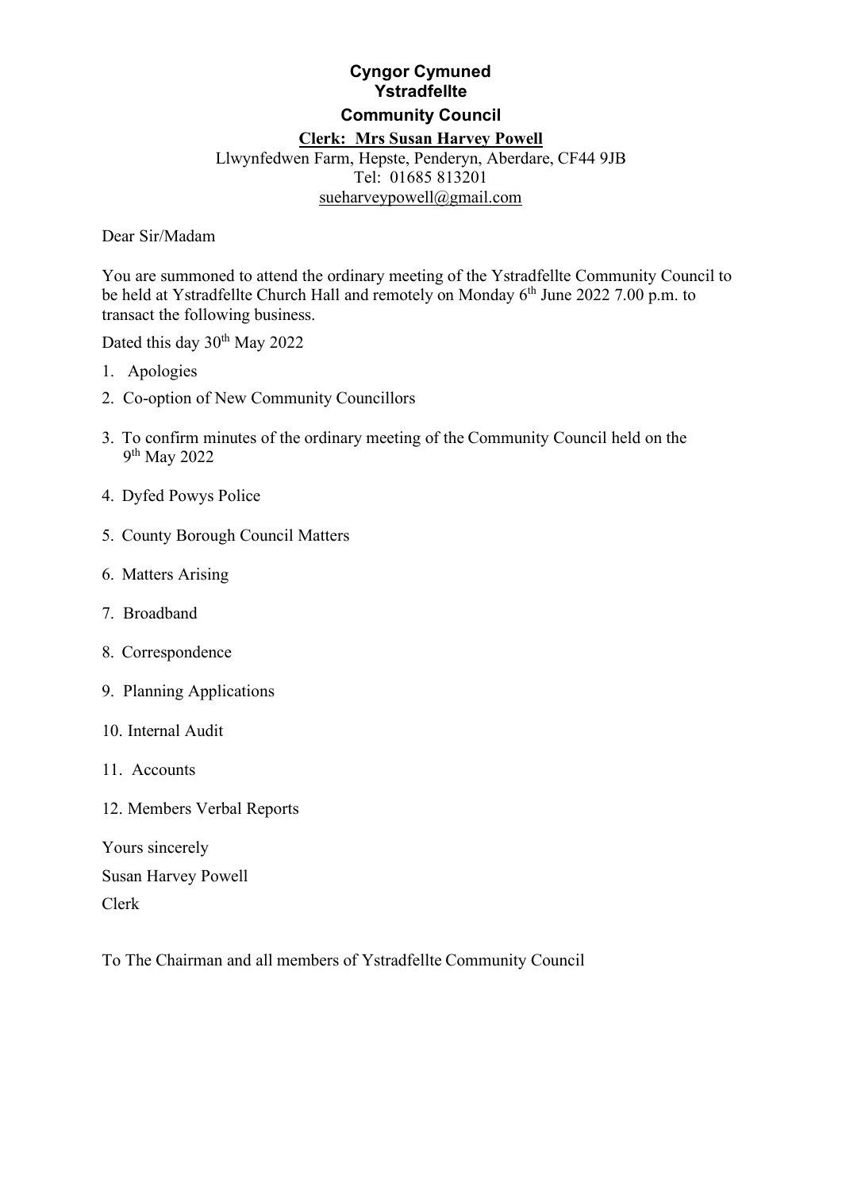**Cyngor Cymuned**
**Ystradfellte**
**Community Council**

**Clerk: Mrs Susan Harvey Powell**

Llwynfedwen Farm, Hepste, Penderyn, Aberdare, CF44 9JB
Tel: 01685 813201
sueharveypowell@gmail.com

Dear Sir/Madam

You are summoned to attend the ordinary meeting of the Ystradfellte Community Council to be held at Ystradfellte Church Hall and remotely on Monday 6th June 2022 7.00 p.m. to transact the following business.

Dated this day 30th May 2022

1. Apologies
2. Co-option of New Community Councillors
3. To confirm minutes of the ordinary meeting of the Community Council held on the 9th May 2022
4. Dyfed Powys Police
5. County Borough Council Matters
6. Matters Arising
7. Broadband
8. Correspondence
9. Planning Applications
10. Internal Audit
11. Accounts
12. Members Verbal Reports

Yours sincerely

Susan Harvey Powell

Clerk

To The Chairman and all members of Ystradfellte Community Council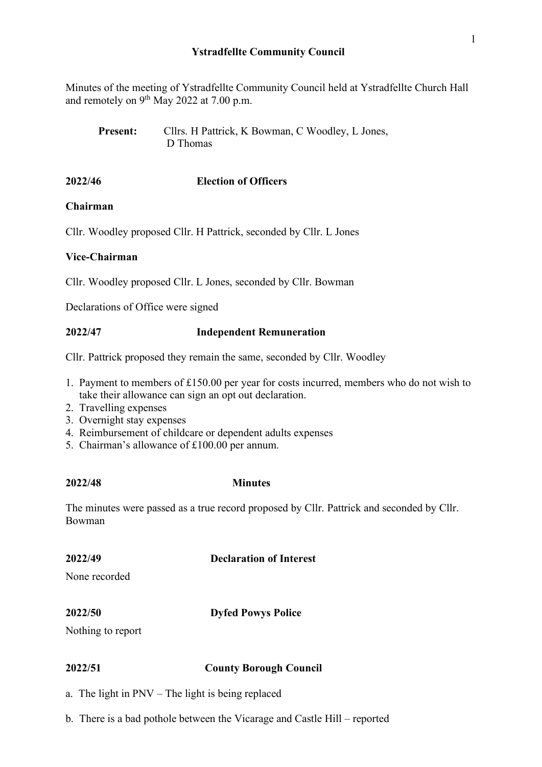# Ystradfellte Community Council

Minutes of the meeting of Ystradfellte Community Council held at Ystradfellte Church Hall and remotely on 9th May 2022 at 7.00 p.m.

**Present:** Cllrs. H Pattrick, K Bowman, C Woodley, L Jones, D Thomas

**2022/46 Election of Officers**

**Chairman**

Cllr. Woodley proposed Cllr. H Pattrick, seconded by Cllr. L Jones

**Vice-Chairman**

Cllr. Woodley proposed Cllr. L Jones, seconded by Cllr. Bowman

Declarations of Office were signed

**2022/47 Independent Remuneration**

Cllr. Pattrick proposed they remain the same, seconded by Cllr. Woodley

1. Payment to members of £150.00 per year for costs incurred, members who do not wish to take their allowance can sign an opt out declaration.
2. Travelling expenses
3. Overnight stay expenses
4. Reimbursement of childcare or dependent adults expenses
5. Chairman's allowance of £100.00 per annum.

**2022/48 Minutes**

The minutes were passed as a true record proposed by Cllr. Pattrick and seconded by Cllr. Bowman

**2022/49 Declaration of Interest**

None recorded

**2022/50 Dyfed Powys Police**

Nothing to report

**2022/51 County Borough Council**

a. The light in PNV – The light is being replaced

b. There is a bad pothole between the Vicarage and Castle Hill – reported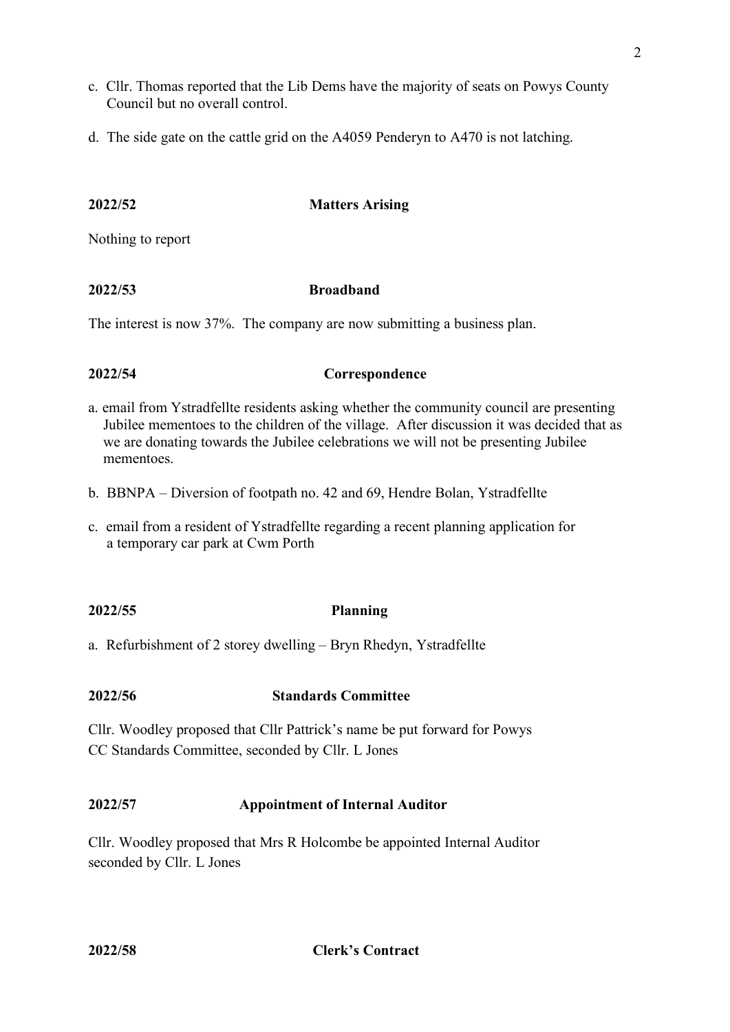c. Cllr. Thomas reported that the Lib Dems have the majority of seats on Powys County Council but no overall control.

d. The side gate on the cattle grid on the A4059 Penderyn to A470 is not latching.

**2022/52 Matters Arising**

Nothing to report

**2022/53 Broadband**

The interest is now 37%. The company are now submitting a business plan.

**2022/54 Correspondence**

a. email from Ystradfellte residents asking whether the community council are presenting Jubilee mementoes to the children of the village. After discussion it was decided that as we are donating towards the Jubilee celebrations we will not be presenting Jubilee mementoes.

b. BBNPA – Diversion of footpath no. 42 and 69, Hendre Bolan, Ystradfellte

c. email from a resident of Ystradfellte regarding a recent planning application for a temporary car park at Cwm Porth

**2022/55 Planning**

a. Refurbishment of 2 storey dwelling – Bryn Rhedyn, Ystradfellte

**2022/56 Standards Committee**

Cllr. Woodley proposed that Cllr Pattrick's name be put forward for Powys CC Standards Committee, seconded by Cllr. L Jones

**2022/57 Appointment of Internal Auditor**

Cllr. Woodley proposed that Mrs R Holcombe be appointed Internal Auditor seconded by Cllr. L Jones

**2022/58 Clerk's Contract**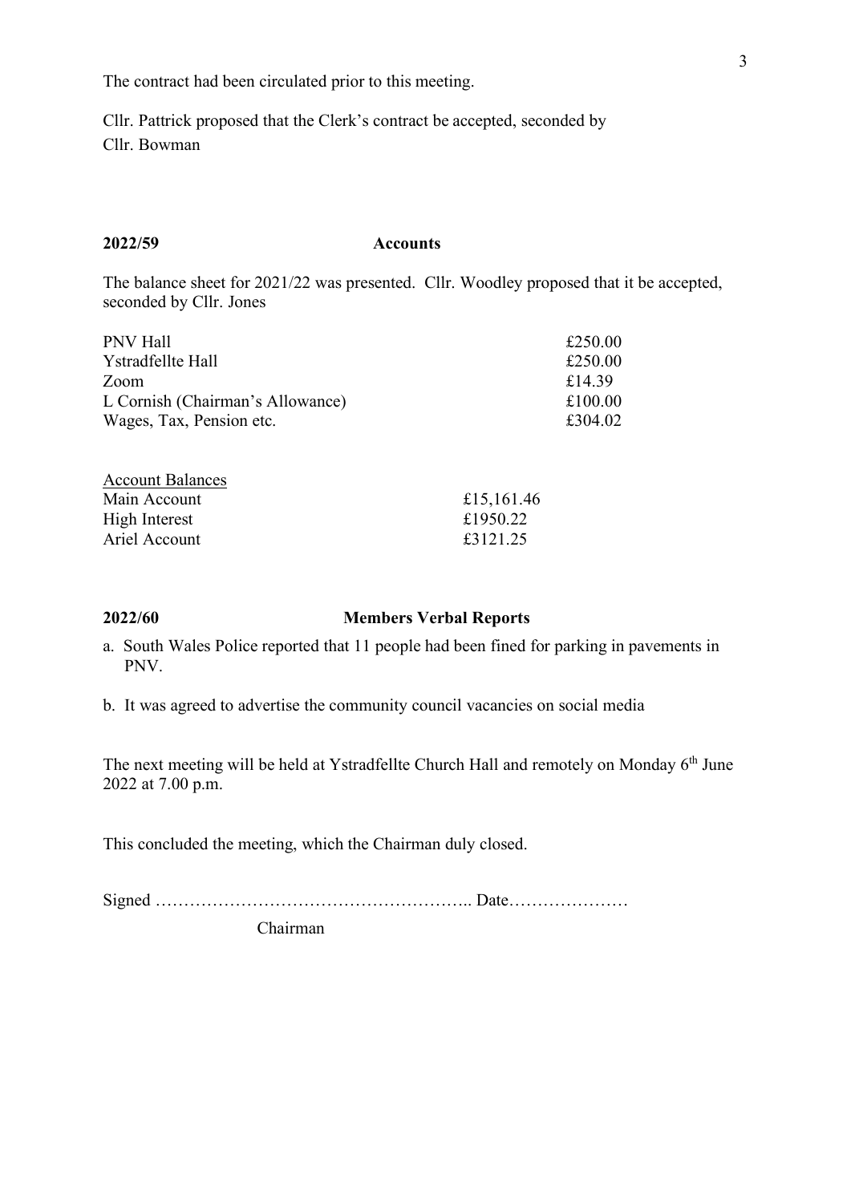The contract had been circulated prior to this meeting.

Cllr. Pattrick proposed that the Clerk's contract be accepted, seconded by Cllr. Bowman

**2022/59 Accounts**

The balance sheet for 2021/22 was presented. Cllr. Woodley proposed that it be accepted, seconded by Cllr. Jones

| | |
|---|---|
| PNV Hall | £250.00 |
| Ystradfellte Hall | £250.00 |
| Zoom | £14.39 |
| L Cornish (Chairman's Allowance) | £100.00 |
| Wages, Tax, Pension etc. | £304.02 |

| Account Balances | |
|---|---|
| Main Account | £15,161.46 |
| High Interest | £1950.22 |
| Ariel Account | £3121.25 |

**2022/60 Members Verbal Reports**

a. South Wales Police reported that 11 people had been fined for parking in pavements in PNV.

b. It was agreed to advertise the community council vacancies on social media

The next meeting will be held at Ystradfellte Church Hall and remotely on Monday 6th June 2022 at 7.00 p.m.

This concluded the meeting, which the Chairman duly closed.

Signed ……………………………………………….. Date…………………

Chairman